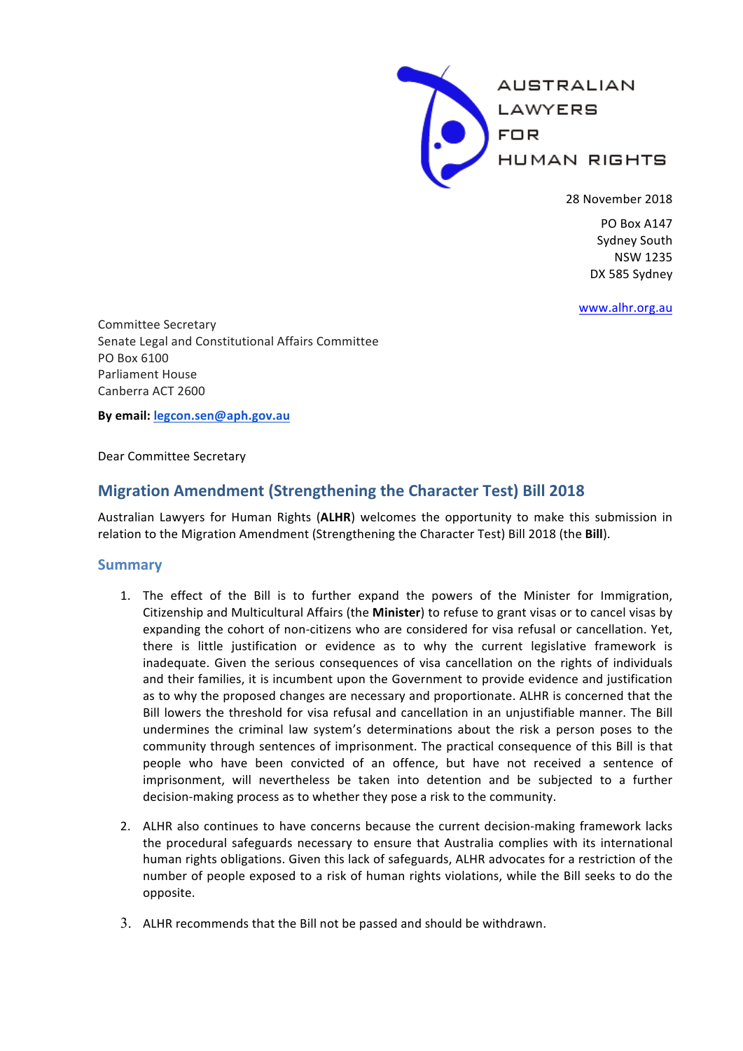AUSTRALIAN LAWYERS FOR HUMAN RIGHTS

28 November 2018

PO Box A147
Sydney South
NSW 1235
DX 585 Sydney

www.alhr.org.au

Committee Secretary
Senate Legal and Constitutional Affairs Committee
PO Box 6100
Parliament House
Canberra ACT 2600

**By email:** legcon.sen@aph.gov.au

Dear Committee Secretary

## Migration Amendment (Strengthening the Character Test) Bill 2018

Australian Lawyers for Human Rights (**ALHR**) welcomes the opportunity to make this submission in relation to the Migration Amendment (Strengthening the Character Test) Bill 2018 (the **Bill**).

### Summary

1. The effect of the Bill is to further expand the powers of the Minister for Immigration, Citizenship and Multicultural Affairs (the **Minister**) to refuse to grant visas or to cancel visas by expanding the cohort of non-citizens who are considered for visa refusal or cancellation. Yet, there is little justification or evidence as to why the current legislative framework is inadequate. Given the serious consequences of visa cancellation on the rights of individuals and their families, it is incumbent upon the Government to provide evidence and justification as to why the proposed changes are necessary and proportionate. ALHR is concerned that the Bill lowers the threshold for visa refusal and cancellation in an unjustifiable manner. The Bill undermines the criminal law system's determinations about the risk a person poses to the community through sentences of imprisonment. The practical consequence of this Bill is that people who have been convicted of an offence, but have not received a sentence of imprisonment, will nevertheless be taken into detention and be subjected to a further decision-making process as to whether they pose a risk to the community.

2. ALHR also continues to have concerns because the current decision-making framework lacks the procedural safeguards necessary to ensure that Australia complies with its international human rights obligations. Given this lack of safeguards, ALHR advocates for a restriction of the number of people exposed to a risk of human rights violations, while the Bill seeks to do the opposite.

3. ALHR recommends that the Bill not be passed and should be withdrawn.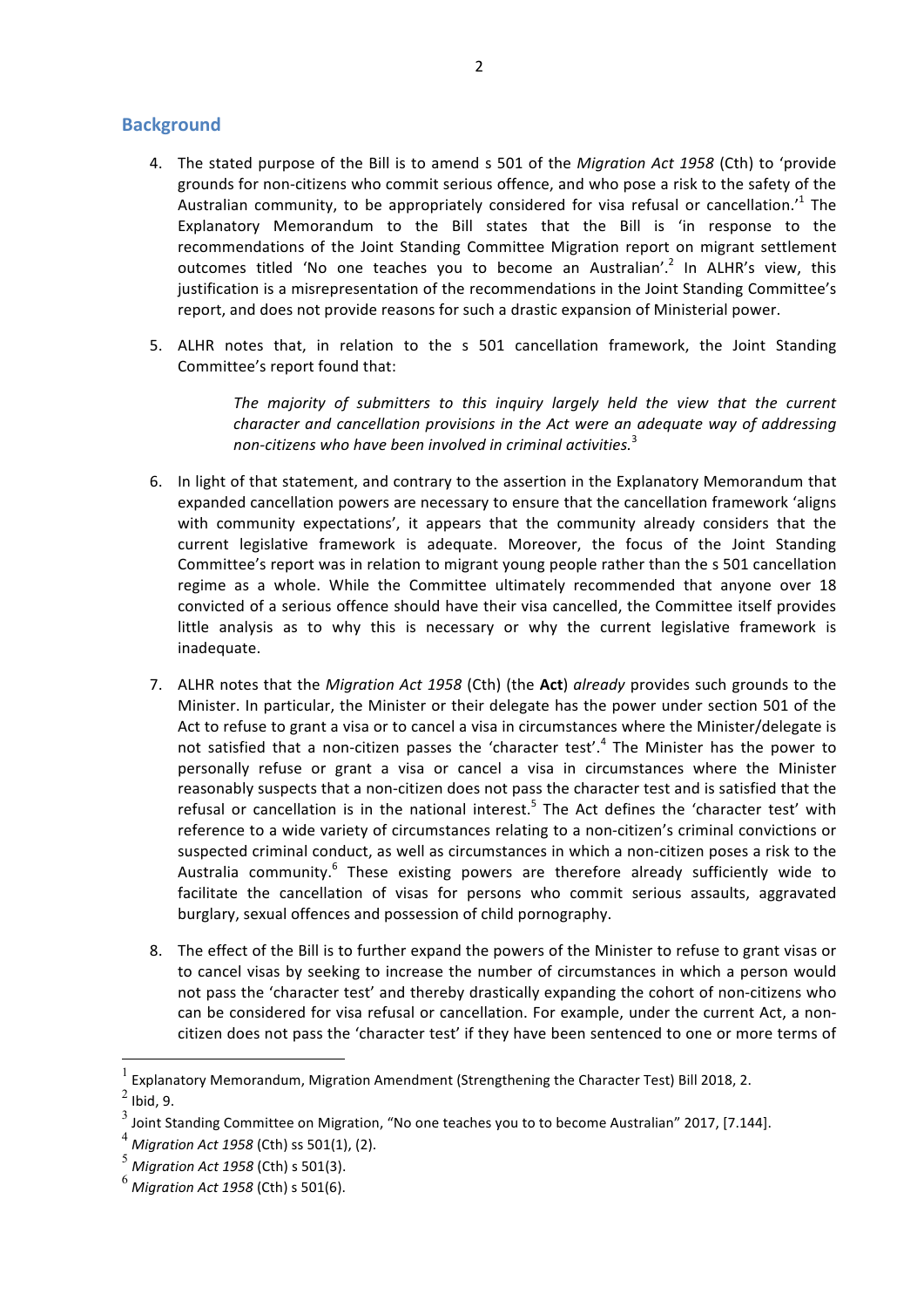## Background

4. The stated purpose of the Bill is to amend s 501 of the *Migration Act 1958* (Cth) to 'provide grounds for non-citizens who commit serious offence, and who pose a risk to the safety of the Australian community, to be appropriately considered for visa refusal or cancellation.'[1] The Explanatory Memorandum to the Bill states that the Bill is 'in response to the recommendations of the Joint Standing Committee Migration report on migrant settlement outcomes titled 'No one teaches you to become an Australian'.[2] In ALHR's view, this justification is a misrepresentation of the recommendations in the Joint Standing Committee's report, and does not provide reasons for such a drastic expansion of Ministerial power.

5. ALHR notes that, in relation to the s 501 cancellation framework, the Joint Standing Committee's report found that:

   > *The majority of submitters to this inquiry largely held the view that the current character and cancellation provisions in the Act were an adequate way of addressing non-citizens who have been involved in criminal activities.*[3]

6. In light of that statement, and contrary to the assertion in the Explanatory Memorandum that expanded cancellation powers are necessary to ensure that the cancellation framework 'aligns with community expectations', it appears that the community already considers that the current legislative framework is adequate. Moreover, the focus of the Joint Standing Committee's report was in relation to migrant young people rather than the s 501 cancellation regime as a whole. While the Committee ultimately recommended that anyone over 18 convicted of a serious offence should have their visa cancelled, the Committee itself provides little analysis as to why this is necessary or why the current legislative framework is inadequate.

7. ALHR notes that the *Migration Act 1958* (Cth) (the **Act**) *already* provides such grounds to the Minister. In particular, the Minister or their delegate has the power under section 501 of the Act to refuse to grant a visa or to cancel a visa in circumstances where the Minister/delegate is not satisfied that a non-citizen passes the 'character test'.[4] The Minister has the power to personally refuse or grant a visa or cancel a visa in circumstances where the Minister reasonably suspects that a non-citizen does not pass the character test and is satisfied that the refusal or cancellation is in the national interest.[5] The Act defines the 'character test' with reference to a wide variety of circumstances relating to a non-citizen's criminal convictions or suspected criminal conduct, as well as circumstances in which a non-citizen poses a risk to the Australia community.[6] These existing powers are therefore already sufficiently wide to facilitate the cancellation of visas for persons who commit serious assaults, aggravated burglary, sexual offences and possession of child pornography.

8. The effect of the Bill is to further expand the powers of the Minister to refuse to grant visas or to cancel visas by seeking to increase the number of circumstances in which a person would not pass the 'character test' and thereby drastically expanding the cohort of non-citizens who can be considered for visa refusal or cancellation. For example, under the current Act, a non-citizen does not pass the 'character test' if they have been sentenced to one or more terms of

---

[1] Explanatory Memorandum, Migration Amendment (Strengthening the Character Test) Bill 2018, 2.

[2] Ibid, 9.

[3] Joint Standing Committee on Migration, "No one teaches you to to become Australian" 2017, [7.144].

[4] *Migration Act 1958* (Cth) ss 501(1), (2).

[5] *Migration Act 1958* (Cth) s 501(3).

[6] *Migration Act 1958* (Cth) s 501(6).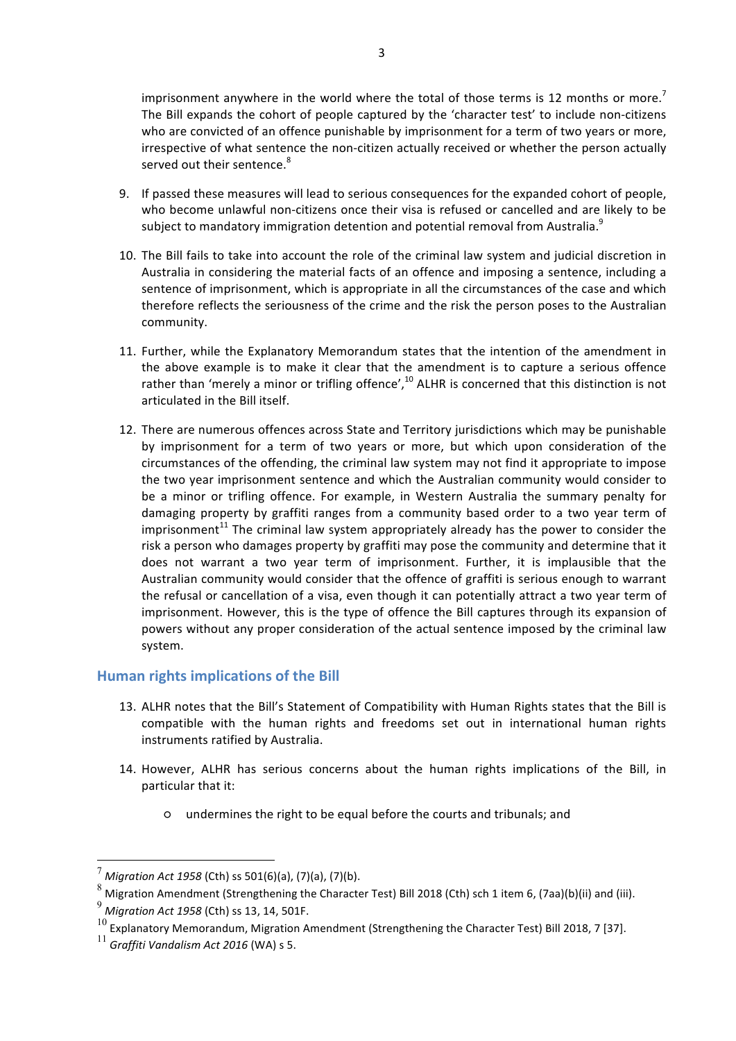imprisonment anywhere in the world where the total of those terms is 12 months or more.[7] The Bill expands the cohort of people captured by the 'character test' to include non-citizens who are convicted of an offence punishable by imprisonment for a term of two years or more, irrespective of what sentence the non-citizen actually received or whether the person actually served out their sentence.[8]

9. If passed these measures will lead to serious consequences for the expanded cohort of people, who become unlawful non-citizens once their visa is refused or cancelled and are likely to be subject to mandatory immigration detention and potential removal from Australia.[9]

10. The Bill fails to take into account the role of the criminal law system and judicial discretion in Australia in considering the material facts of an offence and imposing a sentence, including a sentence of imprisonment, which is appropriate in all the circumstances of the case and which therefore reflects the seriousness of the crime and the risk the person poses to the Australian community.

11. Further, while the Explanatory Memorandum states that the intention of the amendment in the above example is to make it clear that the amendment is to capture a serious offence rather than 'merely a minor or trifling offence',[10] ALHR is concerned that this distinction is not articulated in the Bill itself.

12. There are numerous offences across State and Territory jurisdictions which may be punishable by imprisonment for a term of two years or more, but which upon consideration of the circumstances of the offending, the criminal law system may not find it appropriate to impose the two year imprisonment sentence and which the Australian community would consider to be a minor or trifling offence. For example, in Western Australia the summary penalty for damaging property by graffiti ranges from a community based order to a two year term of imprisonment[11] The criminal law system appropriately already has the power to consider the risk a person who damages property by graffiti may pose the community and determine that it does not warrant a two year term of imprisonment. Further, it is implausible that the Australian community would consider that the offence of graffiti is serious enough to warrant the refusal or cancellation of a visa, even though it can potentially attract a two year term of imprisonment. However, this is the type of offence the Bill captures through its expansion of powers without any proper consideration of the actual sentence imposed by the criminal law system.

## Human rights implications of the Bill

13. ALHR notes that the Bill's Statement of Compatibility with Human Rights states that the Bill is compatible with the human rights and freedoms set out in international human rights instruments ratified by Australia.

14. However, ALHR has serious concerns about the human rights implications of the Bill, in particular that it:

    - undermines the right to be equal before the courts and tribunals; and

---

[7] *Migration Act 1958* (Cth) ss 501(6)(a), (7)(a), (7)(b).

[8] Migration Amendment (Strengthening the Character Test) Bill 2018 (Cth) sch 1 item 6, (7aa)(b)(ii) and (iii).

[9] *Migration Act 1958* (Cth) ss 13, 14, 501F.

[10] Explanatory Memorandum, Migration Amendment (Strengthening the Character Test) Bill 2018, 7 [37].

[11] *Graffiti Vandalism Act 2016* (WA) s 5.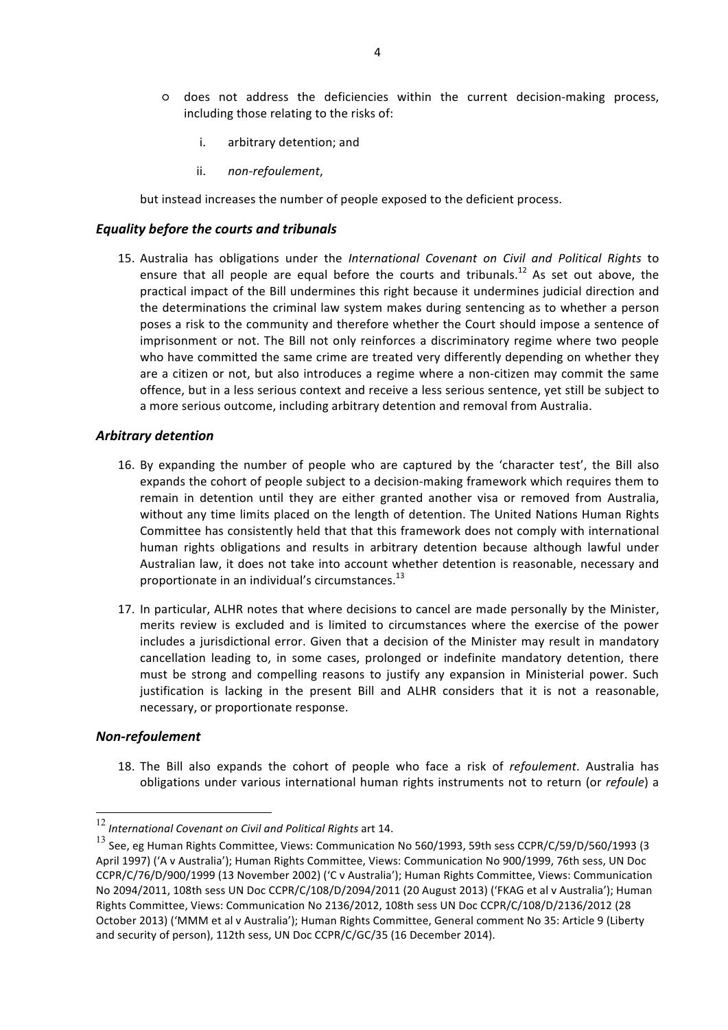- does not address the deficiencies within the current decision-making process, including those relating to the risks of:

    i. arbitrary detention; and

    ii. *non-refoulement*,

  but instead increases the number of people exposed to the deficient process.

### *Equality before the courts and tribunals*

15. Australia has obligations under the *International Covenant on Civil and Political Rights* to ensure that all people are equal before the courts and tribunals.[12] As set out above, the practical impact of the Bill undermines this right because it undermines judicial direction and the determinations the criminal law system makes during sentencing as to whether a person poses a risk to the community and therefore whether the Court should impose a sentence of imprisonment or not. The Bill not only reinforces a discriminatory regime where two people who have committed the same crime are treated very differently depending on whether they are a citizen or not, but also introduces a regime where a non-citizen may commit the same offence, but in a less serious context and receive a less serious sentence, yet still be subject to a more serious outcome, including arbitrary detention and removal from Australia.

### *Arbitrary detention*

16. By expanding the number of people who are captured by the 'character test', the Bill also expands the cohort of people subject to a decision-making framework which requires them to remain in detention until they are either granted another visa or removed from Australia, without any time limits placed on the length of detention. The United Nations Human Rights Committee has consistently held that that this framework does not comply with international human rights obligations and results in arbitrary detention because although lawful under Australian law, it does not take into account whether detention is reasonable, necessary and proportionate in an individual's circumstances.[13]

17. In particular, ALHR notes that where decisions to cancel are made personally by the Minister, merits review is excluded and is limited to circumstances where the exercise of the power includes a jurisdictional error. Given that a decision of the Minister may result in mandatory cancellation leading to, in some cases, prolonged or indefinite mandatory detention, there must be strong and compelling reasons to justify any expansion in Ministerial power. Such justification is lacking in the present Bill and ALHR considers that it is not a reasonable, necessary, or proportionate response.

### *Non-refoulement*

18. The Bill also expands the cohort of people who face a risk of *refoulement*. Australia has obligations under various international human rights instruments not to return (or *refoule*) a

---

[12] *International Covenant on Civil and Political Rights* art 14.

[13] See, eg Human Rights Committee, Views: Communication No 560/1993, 59th sess CCPR/C/59/D/560/1993 (3 April 1997) ('A v Australia'); Human Rights Committee, Views: Communication No 900/1999, 76th sess, UN Doc CCPR/C/76/D/900/1999 (13 November 2002) ('C v Australia'); Human Rights Committee, Views: Communication No 2094/2011, 108th sess UN Doc CCPR/C/108/D/2094/2011 (20 August 2013) ('FKAG et al v Australia'); Human Rights Committee, Views: Communication No 2136/2012, 108th sess UN Doc CCPR/C/108/D/2136/2012 (28 October 2013) ('MMM et al v Australia'); Human Rights Committee, General comment No 35: Article 9 (Liberty and security of person), 112th sess, UN Doc CCPR/C/GC/35 (16 December 2014).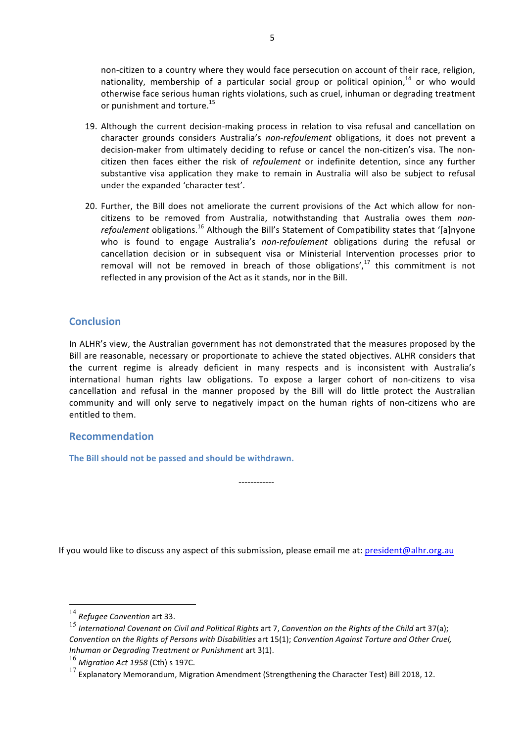non-citizen to a country where they would face persecution on account of their race, religion, nationality, membership of a particular social group or political opinion,[14] or who would otherwise face serious human rights violations, such as cruel, inhuman or degrading treatment or punishment and torture.[15]

19. Although the current decision-making process in relation to visa refusal and cancellation on character grounds considers Australia's *non-refoulement* obligations, it does not prevent a decision-maker from ultimately deciding to refuse or cancel the non-citizen's visa. The non-citizen then faces either the risk of *refoulement* or indefinite detention, since any further substantive visa application they make to remain in Australia will also be subject to refusal under the expanded 'character test'.

20. Further, the Bill does not ameliorate the current provisions of the Act which allow for non-citizens to be removed from Australia, notwithstanding that Australia owes them *non-refoulement* obligations.[16] Although the Bill's Statement of Compatibility states that '[a]nyone who is found to engage Australia's *non-refoulement* obligations during the refusal or cancellation decision or in subsequent visa or Ministerial Intervention processes prior to removal will not be removed in breach of those obligations',[17] this commitment is not reflected in any provision of the Act as it stands, nor in the Bill.

## Conclusion

In ALHR's view, the Australian government has not demonstrated that the measures proposed by the Bill are reasonable, necessary or proportionate to achieve the stated objectives. ALHR considers that the current regime is already deficient in many respects and is inconsistent with Australia's international human rights law obligations. To expose a larger cohort of non-citizens to visa cancellation and refusal in the manner proposed by the Bill will do little protect the Australian community and will only serve to negatively impact on the human rights of non-citizens who are entitled to them.

## Recommendation

**The Bill should not be passed and should be withdrawn.**

------------

If you would like to discuss any aspect of this submission, please email me at: president@alhr.org.au

---

[14] *Refugee Convention* art 33.

[15] *International Covenant on Civil and Political Rights* art 7, *Convention on the Rights of the Child* art 37(a); *Convention on the Rights of Persons with Disabilities* art 15(1); *Convention Against Torture and Other Cruel, Inhuman or Degrading Treatment or Punishment* art 3(1).

[16] *Migration Act 1958* (Cth) s 197C.

[17] Explanatory Memorandum, Migration Amendment (Strengthening the Character Test) Bill 2018, 12.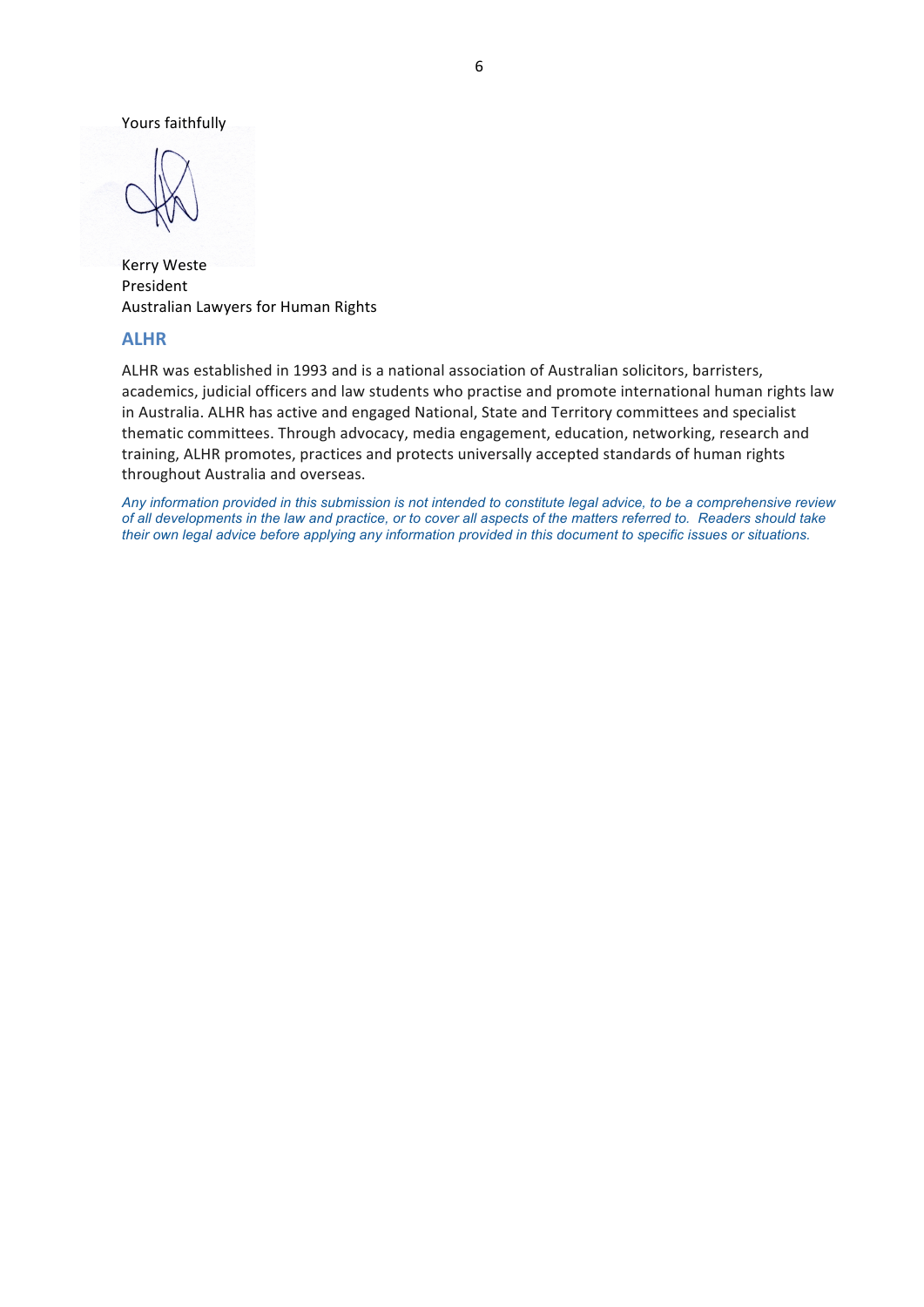Yours faithfully

Kerry Weste
President
Australian Lawyers for Human Rights

## ALHR

ALHR was established in 1993 and is a national association of Australian solicitors, barristers, academics, judicial officers and law students who practise and promote international human rights law in Australia. ALHR has active and engaged National, State and Territory committees and specialist thematic committees. Through advocacy, media engagement, education, networking, research and training, ALHR promotes, practices and protects universally accepted standards of human rights throughout Australia and overseas.

*Any information provided in this submission is not intended to constitute legal advice, to be a comprehensive review of all developments in the law and practice, or to cover all aspects of the matters referred to. Readers should take their own legal advice before applying any information provided in this document to specific issues or situations.*